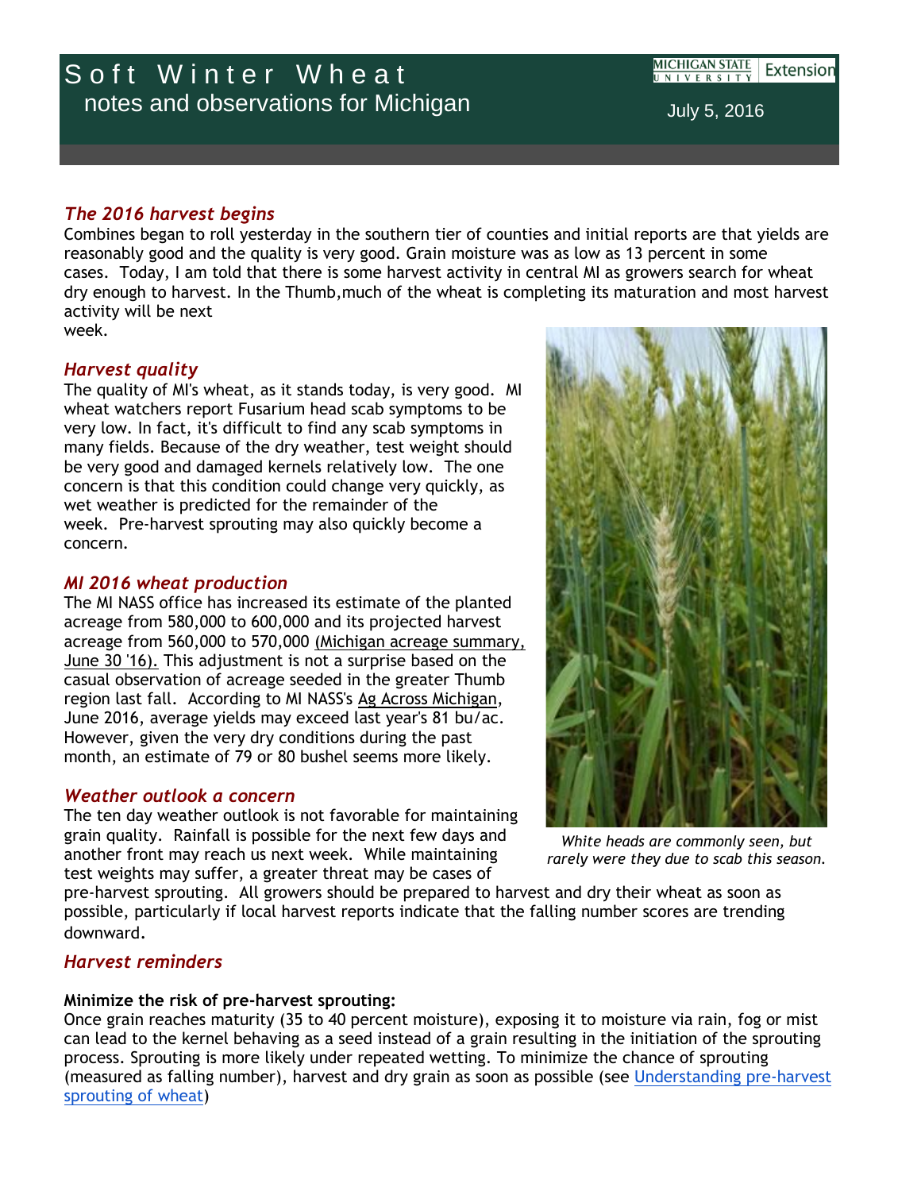# Soft Winter Wheat
## notes and observations for Michigan

Michigan State University Extension

July 5, 2016

### *The 2016 harvest begins*

Combines began to roll yesterday in the southern tier of counties and initial reports are that yields are reasonably good and the quality is very good. Grain moisture was as low as 13 percent in some cases. Today, I am told that there is some harvest activity in central MI as growers search for wheat dry enough to harvest. In the Thumb,much of the wheat is completing its maturation and most harvest activity will be next week.

### *Harvest quality*

The quality of MI's wheat, as it stands today, is very good. MI wheat watchers report Fusarium head scab symptoms to be very low. In fact, it's difficult to find any scab symptoms in many fields. Because of the dry weather, test weight should be very good and damaged kernels relatively low. The one concern is that this condition could change very quickly, as wet weather is predicted for the remainder of the week. Pre-harvest sprouting may also quickly become a concern.

### *MI 2016 wheat production*

The MI NASS office has increased its estimate of the planted acreage from 580,000 to 600,000 and its projected harvest acreage from 560,000 to 570,000 (Michigan acreage summary, June 30 '16). This adjustment is not a surprise based on the casual observation of acreage seeded in the greater Thumb region last fall. According to MI NASS's Ag Across Michigan, June 2016, average yields may exceed last year's 81 bu/ac. However, given the very dry conditions during the past month, an estimate of 79 or 80 bushel seems more likely.

*White heads are commonly seen, but rarely were they due to scab this season.*

### *Weather outlook a concern*

The ten day weather outlook is not favorable for maintaining grain quality. Rainfall is possible for the next few days and another front may reach us next week. While maintaining test weights may suffer, a greater threat may be cases of pre-harvest sprouting. All growers should be prepared to harvest and dry their wheat as soon as possible, particularly if local harvest reports indicate that the falling number scores are trending downward.

### *Harvest reminders*

**Minimize the risk of pre-harvest sprouting:**
Once grain reaches maturity (35 to 40 percent moisture), exposing it to moisture via rain, fog or mist can lead to the kernel behaving as a seed instead of a grain resulting in the initiation of the sprouting process. Sprouting is more likely under repeated wetting. To minimize the chance of sprouting (measured as falling number), harvest and dry grain as soon as possible (see Understanding pre-harvest sprouting of wheat)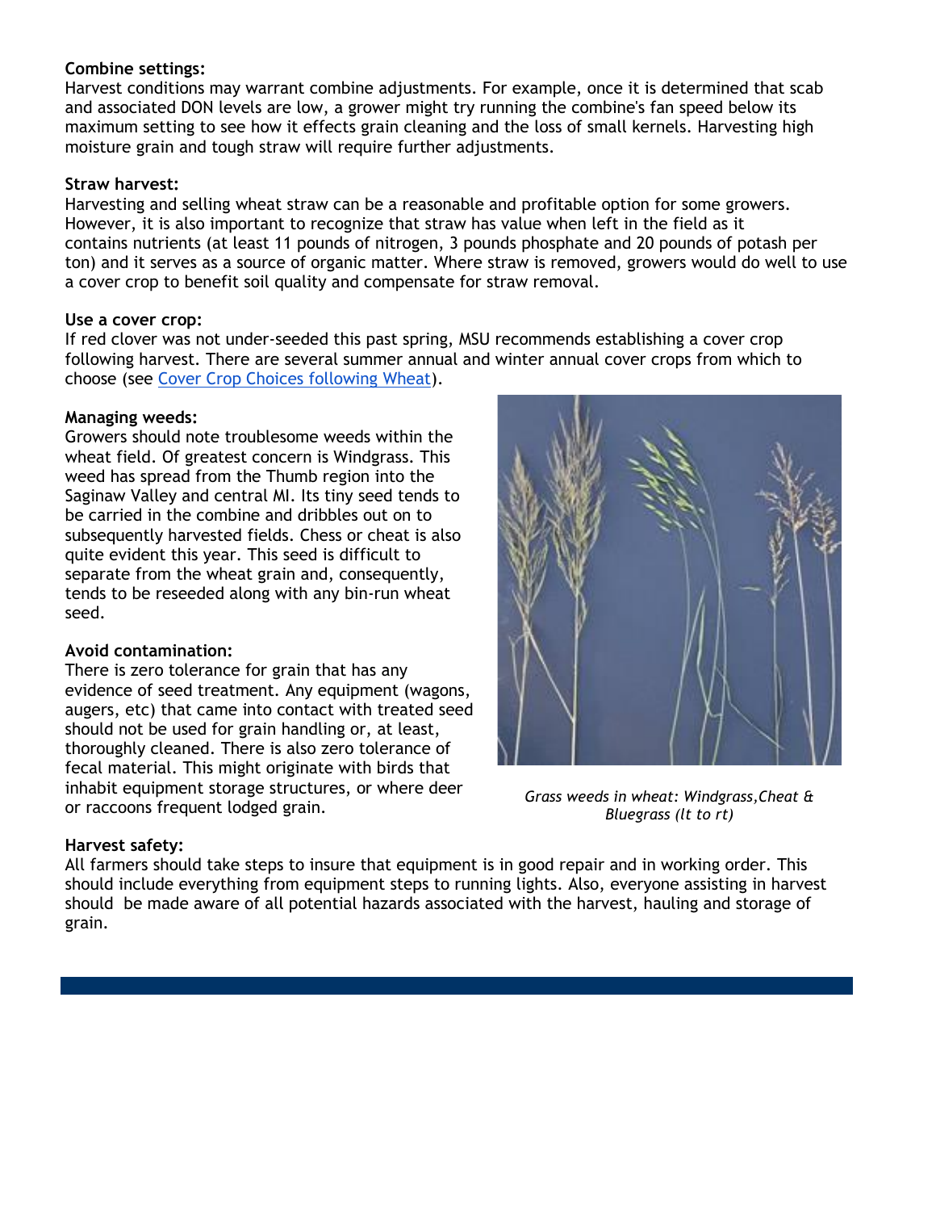**Combine settings:**
Harvest conditions may warrant combine adjustments. For example, once it is determined that scab and associated DON levels are low, a grower might try running the combine's fan speed below its maximum setting to see how it effects grain cleaning and the loss of small kernels. Harvesting high moisture grain and tough straw will require further adjustments.

**Straw harvest:**
Harvesting and selling wheat straw can be a reasonable and profitable option for some growers. However, it is also important to recognize that straw has value when left in the field as it contains nutrients (at least 11 pounds of nitrogen, 3 pounds phosphate and 20 pounds of potash per ton) and it serves as a source of organic matter. Where straw is removed, growers would do well to use a cover crop to benefit soil quality and compensate for straw removal.

**Use a cover crop:**
If red clover was not under-seeded this past spring, MSU recommends establishing a cover crop following harvest. There are several summer annual and winter annual cover crops from which to choose (see Cover Crop Choices following Wheat).

**Managing weeds:**
Growers should note troublesome weeds within the wheat field. Of greatest concern is Windgrass. This weed has spread from the Thumb region into the Saginaw Valley and central MI. Its tiny seed tends to be carried in the combine and dribbles out on to subsequently harvested fields. Chess or cheat is also quite evident this year. This seed is difficult to separate from the wheat grain and, consequently, tends to be reseeded along with any bin-run wheat seed.

*Grass weeds in wheat: Windgrass,Cheat & Bluegrass (lt to rt)*

**Avoid contamination:**
There is zero tolerance for grain that has any evidence of seed treatment. Any equipment (wagons, augers, etc) that came into contact with treated seed should not be used for grain handling or, at least, thoroughly cleaned. There is also zero tolerance of fecal material. This might originate with birds that inhabit equipment storage structures, or where deer or raccoons frequent lodged grain.

**Harvest safety:**
All farmers should take steps to insure that equipment is in good repair and in working order. This should include everything from equipment steps to running lights. Also, everyone assisting in harvest should be made aware of all potential hazards associated with the harvest, hauling and storage of grain.